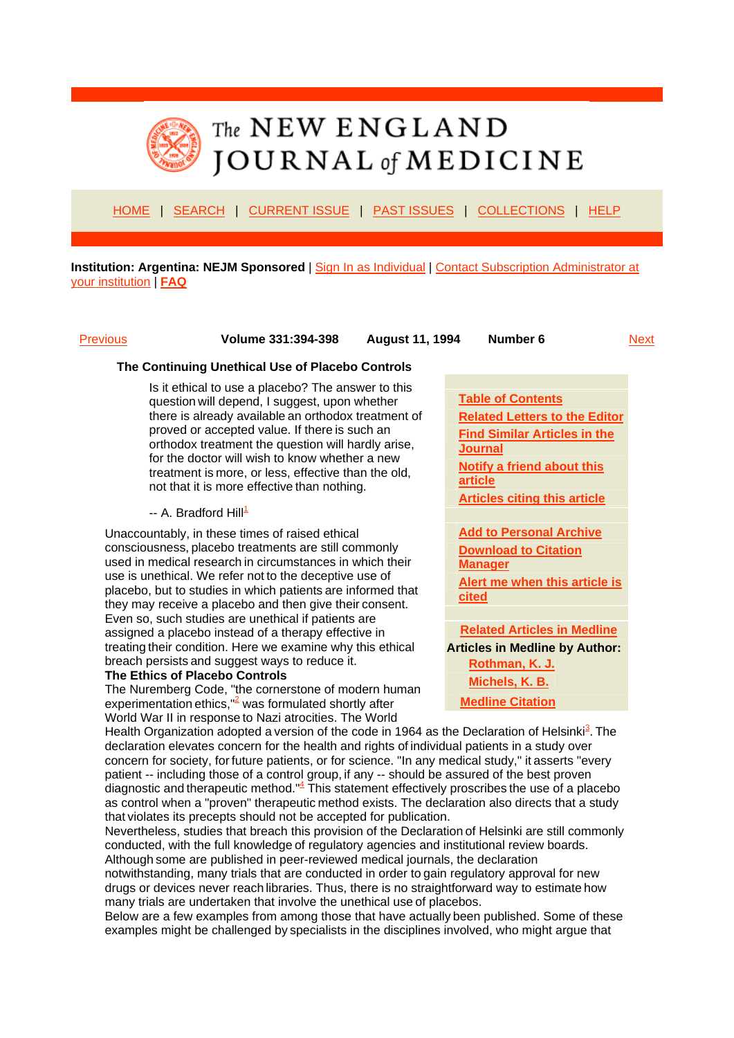# The Continuing Unethical Use of Placebo Controls

> Is it ethical to use a placebo? The answer to this question will depend, I suggest, upon whether there is already available an orthodox treatment of proved or accepted value. If there is such an orthodox treatment the question will hardly arise, for the doctor will wish to know whether a new treatment is more, or less, effective than the old, not that it is more effective than nothing.
>
> -- A. Bradford Hill[1]

Unaccountably, in these times of raised ethical consciousness, placebo treatments are still commonly used in medical research in circumstances in which their use is unethical. We refer not to the deceptive use of placebo, but to studies in which patients are informed that they may receive a placebo and then give their consent. Even so, such studies are unethical if patients are assigned a placebo instead of a therapy effective in treating their condition. Here we examine why this ethical breach persists and suggest ways to reduce it.

## The Ethics of Placebo Controls

The Nuremberg Code, "the cornerstone of modern human experimentation ethics,"[2] was formulated shortly after World War II in response to Nazi atrocities. The World Health Organization adopted a version of the code in 1964 as the Declaration of Helsinki[3]. The declaration elevates concern for the health and rights of individual patients in a study over concern for society, for future patients, or for science. "In any medical study," it asserts "every patient -- including those of a control group, if any -- should be assured of the best proven diagnostic and therapeutic method."[4] This statement effectively proscribes the use of a placebo as control when a "proven" therapeutic method exists. The declaration also directs that a study that violates its precepts should not be accepted for publication.

Nevertheless, studies that breach this provision of the Declaration of Helsinki are still commonly conducted, with the full knowledge of regulatory agencies and institutional review boards. Although some are published in peer-reviewed medical journals, the declaration notwithstanding, many trials that are conducted in order to gain regulatory approval for new drugs or devices never reach libraries. Thus, there is no straightforward way to estimate how many trials are undertaken that involve the unethical use of placebos.

Below are a few examples from among those that have actually been published. Some of these examples might be challenged by specialists in the disciplines involved, who might argue that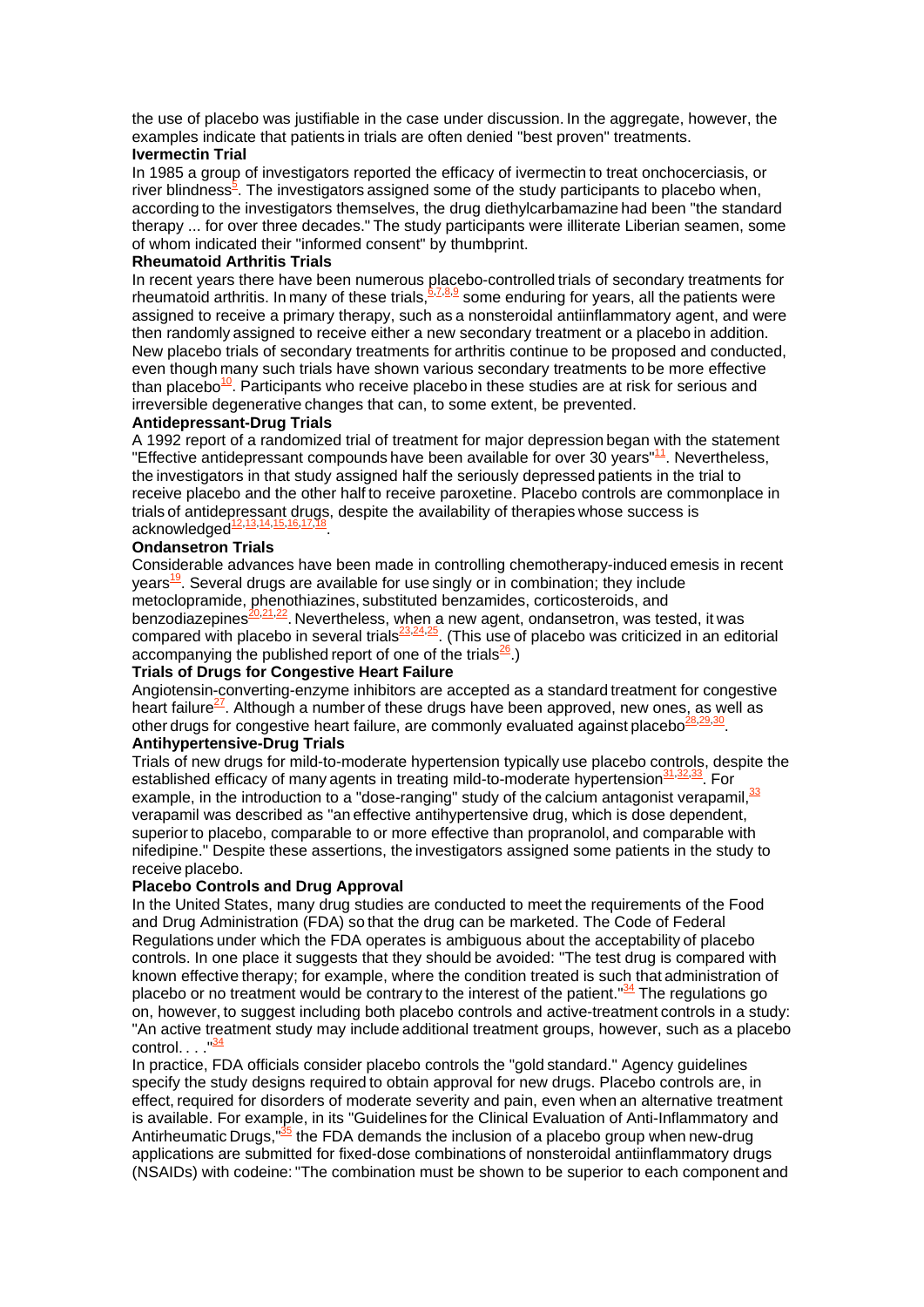the use of placebo was justifiable in the case under discussion. In the aggregate, however, the examples indicate that patients in trials are often denied "best proven" treatments.

### Ivermectin Trial

In 1985 a group of investigators reported the efficacy of ivermectin to treat onchocerciasis, or river blindness[5]. The investigators assigned some of the study participants to placebo when, according to the investigators themselves, the drug diethylcarbamazine had been "the standard therapy ... for over three decades." The study participants were illiterate Liberian seamen, some of whom indicated their "informed consent" by thumbprint.

### Rheumatoid Arthritis Trials

In recent years there have been numerous placebo-controlled trials of secondary treatments for rheumatoid arthritis. In many of these trials,[6,7,8,9] some enduring for years, all the patients were assigned to receive a primary therapy, such as a nonsteroidal antiinflammatory agent, and were then randomly assigned to receive either a new secondary treatment or a placebo in addition. New placebo trials of secondary treatments for arthritis continue to be proposed and conducted, even though many such trials have shown various secondary treatments to be more effective than placebo[10]. Participants who receive placebo in these studies are at risk for serious and irreversible degenerative changes that can, to some extent, be prevented.

### Antidepressant-Drug Trials

A 1992 report of a randomized trial of treatment for major depression began with the statement "Effective antidepressant compounds have been available for over 30 years"[11]. Nevertheless, the investigators in that study assigned half the seriously depressed patients in the trial to receive placebo and the other half to receive paroxetine. Placebo controls are commonplace in trials of antidepressant drugs, despite the availability of therapies whose success is acknowledged[12,13,14,15,16,17,18].

### Ondansetron Trials

Considerable advances have been made in controlling chemotherapy-induced emesis in recent years[19]. Several drugs are available for use singly or in combination; they include metoclopramide, phenothiazines, substituted benzamides, corticosteroids, and benzodiazepines[20,21,22]. Nevertheless, when a new agent, ondansetron, was tested, it was compared with placebo in several trials[23,24,25]. (This use of placebo was criticized in an editorial accompanying the published report of one of the trials[26].)

### Trials of Drugs for Congestive Heart Failure

Angiotensin-converting-enzyme inhibitors are accepted as a standard treatment for congestive heart failure[27]. Although a number of these drugs have been approved, new ones, as well as other drugs for congestive heart failure, are commonly evaluated against placebo[28,29,30].

### Antihypertensive-Drug Trials

Trials of new drugs for mild-to-moderate hypertension typically use placebo controls, despite the established efficacy of many agents in treating mild-to-moderate hypertension[31,32,33]. For example, in the introduction to a "dose-ranging" study of the calcium antagonist verapamil,[33] verapamil was described as "an effective antihypertensive drug, which is dose dependent, superior to placebo, comparable to or more effective than propranolol, and comparable with nifedipine." Despite these assertions, the investigators assigned some patients in the study to receive placebo.

### Placebo Controls and Drug Approval

In the United States, many drug studies are conducted to meet the requirements of the Food and Drug Administration (FDA) so that the drug can be marketed. The Code of Federal Regulations under which the FDA operates is ambiguous about the acceptability of placebo controls. In one place it suggests that they should be avoided: "The test drug is compared with known effective therapy; for example, where the condition treated is such that administration of placebo or no treatment would be contrary to the interest of the patient."[34] The regulations go on, however, to suggest including both placebo controls and active-treatment controls in a study: "An active treatment study may include additional treatment groups, however, such as a placebo control. . . ."[34]

In practice, FDA officials consider placebo controls the "gold standard." Agency guidelines specify the study designs required to obtain approval for new drugs. Placebo controls are, in effect, required for disorders of moderate severity and pain, even when an alternative treatment is available. For example, in its "Guidelines for the Clinical Evaluation of Anti-Inflammatory and Antirheumatic Drugs,"[35] the FDA demands the inclusion of a placebo group when new-drug applications are submitted for fixed-dose combinations of nonsteroidal antiinflammatory drugs (NSAIDs) with codeine: "The combination must be shown to be superior to each component and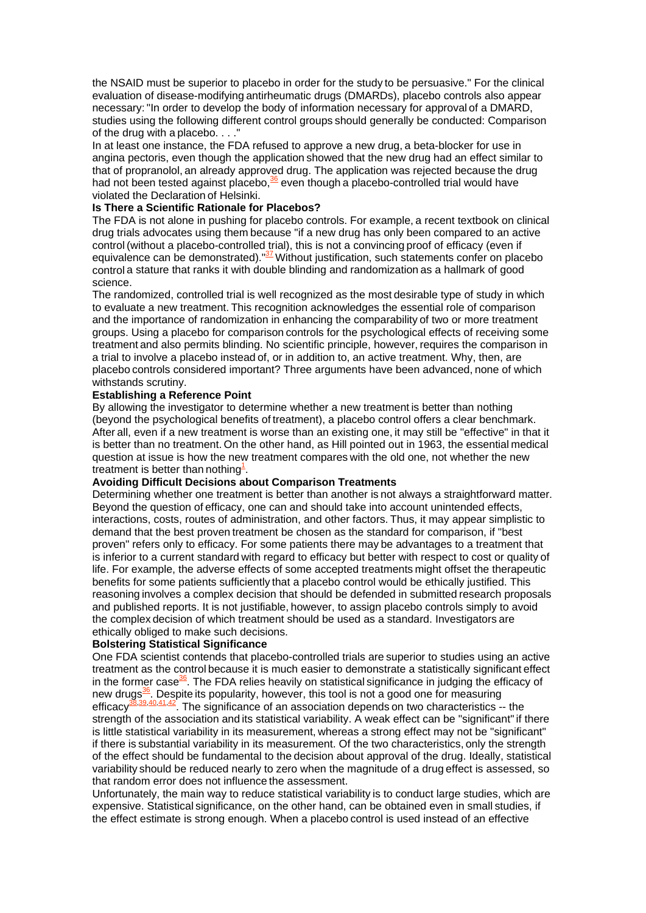the NSAID must be superior to placebo in order for the study to be persuasive." For the clinical evaluation of disease-modifying antirheumatic drugs (DMARDs), placebo controls also appear necessary: "In order to develop the body of information necessary for approval of a DMARD, studies using the following different control groups should generally be conducted: Comparison of the drug with a placebo. . . ."

In at least one instance, the FDA refused to approve a new drug, a beta-blocker for use in angina pectoris, even though the application showed that the new drug had an effect similar to that of propranolol, an already approved drug. The application was rejected because the drug had not been tested against placebo,[36] even though a placebo-controlled trial would have violated the Declaration of Helsinki.

### Is There a Scientific Rationale for Placebos?

The FDA is not alone in pushing for placebo controls. For example, a recent textbook on clinical drug trials advocates using them because "if a new drug has only been compared to an active control (without a placebo-controlled trial), this is not a convincing proof of efficacy (even if equivalence can be demonstrated)."[37] Without justification, such statements confer on placebo control a stature that ranks it with double blinding and randomization as a hallmark of good science.

The randomized, controlled trial is well recognized as the most desirable type of study in which to evaluate a new treatment. This recognition acknowledges the essential role of comparison and the importance of randomization in enhancing the comparability of two or more treatment groups. Using a placebo for comparison controls for the psychological effects of receiving some treatment and also permits blinding. No scientific principle, however, requires the comparison in a trial to involve a placebo instead of, or in addition to, an active treatment. Why, then, are placebo controls considered important? Three arguments have been advanced, none of which withstands scrutiny.

### Establishing a Reference Point

By allowing the investigator to determine whether a new treatment is better than nothing (beyond the psychological benefits of treatment), a placebo control offers a clear benchmark. After all, even if a new treatment is worse than an existing one, it may still be "effective" in that it is better than no treatment. On the other hand, as Hill pointed out in 1963, the essential medical question at issue is how the new treatment compares with the old one, not whether the new treatment is better than nothing[1].

### Avoiding Difficult Decisions about Comparison Treatments

Determining whether one treatment is better than another is not always a straightforward matter. Beyond the question of efficacy, one can and should take into account unintended effects, interactions, costs, routes of administration, and other factors. Thus, it may appear simplistic to demand that the best proven treatment be chosen as the standard for comparison, if "best proven" refers only to efficacy. For some patients there may be advantages to a treatment that is inferior to a current standard with regard to efficacy but better with respect to cost or quality of life. For example, the adverse effects of some accepted treatments might offset the therapeutic benefits for some patients sufficiently that a placebo control would be ethically justified. This reasoning involves a complex decision that should be defended in submitted research proposals and published reports. It is not justifiable, however, to assign placebo controls simply to avoid the complex decision of which treatment should be used as a standard. Investigators are ethically obliged to make such decisions.

### Bolstering Statistical Significance

One FDA scientist contends that placebo-controlled trials are superior to studies using an active treatment as the control because it is much easier to demonstrate a statistically significant effect in the former case[36]. The FDA relies heavily on statistical significance in judging the efficacy of new drugs[36]. Despite its popularity, however, this tool is not a good one for measuring efficacy[38,39,40,41,42]. The significance of an association depends on two characteristics -- the strength of the association and its statistical variability. A weak effect can be "significant" if there is little statistical variability in its measurement, whereas a strong effect may not be "significant" if there is substantial variability in its measurement. Of the two characteristics, only the strength of the effect should be fundamental to the decision about approval of the drug. Ideally, statistical variability should be reduced nearly to zero when the magnitude of a drug effect is assessed, so that random error does not influence the assessment.

Unfortunately, the main way to reduce statistical variability is to conduct large studies, which are expensive. Statistical significance, on the other hand, can be obtained even in small studies, if the effect estimate is strong enough. When a placebo control is used instead of an effective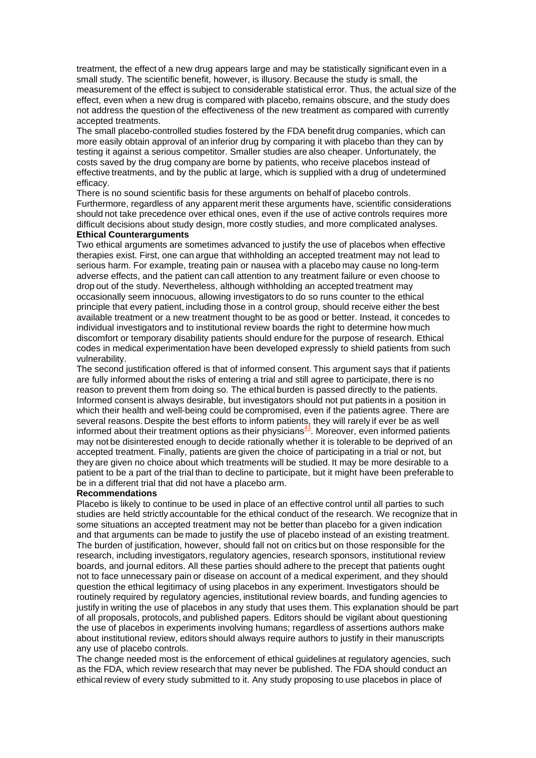treatment, the effect of a new drug appears large and may be statistically significant even in a small study. The scientific benefit, however, is illusory. Because the study is small, the measurement of the effect is subject to considerable statistical error. Thus, the actual size of the effect, even when a new drug is compared with placebo, remains obscure, and the study does not address the question of the effectiveness of the new treatment as compared with currently accepted treatments.

The small placebo-controlled studies fostered by the FDA benefit drug companies, which can more easily obtain approval of an inferior drug by comparing it with placebo than they can by testing it against a serious competitor. Smaller studies are also cheaper. Unfortunately, the costs saved by the drug company are borne by patients, who receive placebos instead of effective treatments, and by the public at large, which is supplied with a drug of undetermined efficacy.

There is no sound scientific basis for these arguments on behalf of placebo controls. Furthermore, regardless of any apparent merit these arguments have, scientific considerations should not take precedence over ethical ones, even if the use of active controls requires more difficult decisions about study design, more costly studies, and more complicated analyses.

**Ethical Counterarguments**

Two ethical arguments are sometimes advanced to justify the use of placebos when effective therapies exist. First, one can argue that withholding an accepted treatment may not lead to serious harm. For example, treating pain or nausea with a placebo may cause no long-term adverse effects, and the patient can call attention to any treatment failure or even choose to drop out of the study. Nevertheless, although withholding an accepted treatment may occasionally seem innocuous, allowing investigators to do so runs counter to the ethical principle that every patient, including those in a control group, should receive either the best available treatment or a new treatment thought to be as good or better. Instead, it concedes to individual investigators and to institutional review boards the right to determine how much discomfort or temporary disability patients should endure for the purpose of research. Ethical codes in medical experimentation have been developed expressly to shield patients from such vulnerability.

The second justification offered is that of informed consent. This argument says that if patients are fully informed about the risks of entering a trial and still agree to participate, there is no reason to prevent them from doing so. The ethical burden is passed directly to the patients. Informed consent is always desirable, but investigators should not put patients in a position in which their health and well-being could be compromised, even if the patients agree. There are several reasons. Despite the best efforts to inform patients, they will rarely if ever be as well informed about their treatment options as their physicians[43]. Moreover, even informed patients may not be disinterested enough to decide rationally whether it is tolerable to be deprived of an accepted treatment. Finally, patients are given the choice of participating in a trial or not, but they are given no choice about which treatments will be studied. It may be more desirable to a patient to be a part of the trial than to decline to participate, but it might have been preferable to be in a different trial that did not have a placebo arm.

**Recommendations**

Placebo is likely to continue to be used in place of an effective control until all parties to such studies are held strictly accountable for the ethical conduct of the research. We recognize that in some situations an accepted treatment may not be better than placebo for a given indication and that arguments can be made to justify the use of placebo instead of an existing treatment. The burden of justification, however, should fall not on critics but on those responsible for the research, including investigators, regulatory agencies, research sponsors, institutional review boards, and journal editors. All these parties should adhere to the precept that patients ought not to face unnecessary pain or disease on account of a medical experiment, and they should question the ethical legitimacy of using placebos in any experiment. Investigators should be routinely required by regulatory agencies, institutional review boards, and funding agencies to justify in writing the use of placebos in any study that uses them. This explanation should be part of all proposals, protocols, and published papers. Editors should be vigilant about questioning the use of placebos in experiments involving humans; regardless of assertions authors make about institutional review, editors should always require authors to justify in their manuscripts any use of placebo controls.

The change needed most is the enforcement of ethical guidelines at regulatory agencies, such as the FDA, which review research that may never be published. The FDA should conduct an ethical review of every study submitted to it. Any study proposing to use placebos in place of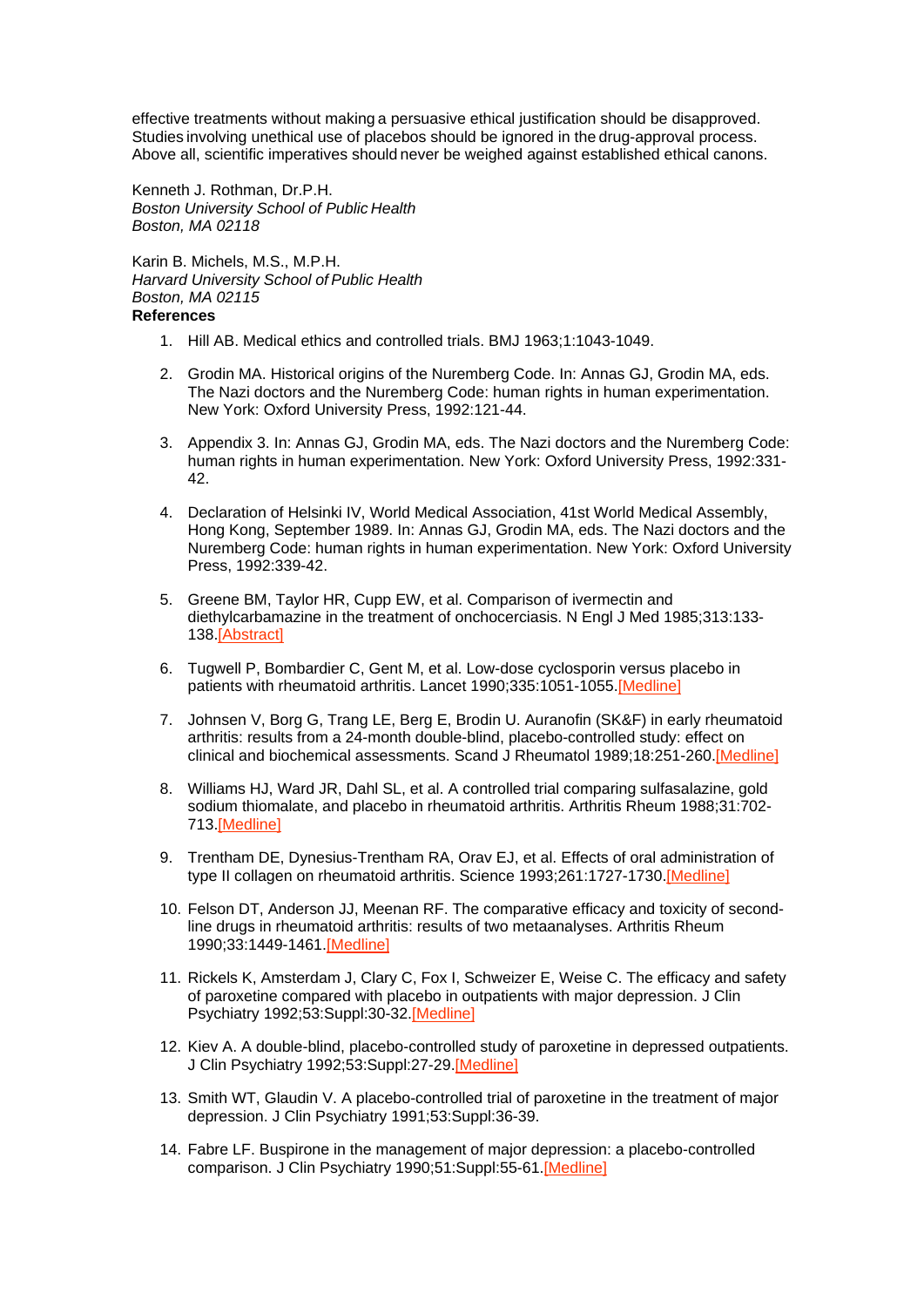effective treatments without making a persuasive ethical justification should be disapproved. Studies involving unethical use of placebos should be ignored in the drug-approval process. Above all, scientific imperatives should never be weighed against established ethical canons.

Kenneth J. Rothman, Dr.P.H.
*Boston University School of Public Health*
*Boston, MA 02118*

Karin B. Michels, M.S., M.P.H.
*Harvard University School of Public Health*
*Boston, MA 02115*

**References**

1. Hill AB. Medical ethics and controlled trials. BMJ 1963;1:1043-1049.
2. Grodin MA. Historical origins of the Nuremberg Code. In: Annas GJ, Grodin MA, eds. The Nazi doctors and the Nuremberg Code: human rights in human experimentation. New York: Oxford University Press, 1992:121-44.
3. Appendix 3. In: Annas GJ, Grodin MA, eds. The Nazi doctors and the Nuremberg Code: human rights in human experimentation. New York: Oxford University Press, 1992:331-42.
4. Declaration of Helsinki IV, World Medical Association, 41st World Medical Assembly, Hong Kong, September 1989. In: Annas GJ, Grodin MA, eds. The Nazi doctors and the Nuremberg Code: human rights in human experimentation. New York: Oxford University Press, 1992:339-42.
5. Greene BM, Taylor HR, Cupp EW, et al. Comparison of ivermectin and diethylcarbamazine in the treatment of onchocerciasis. N Engl J Med 1985;313:133-138.[Abstract]
6. Tugwell P, Bombardier C, Gent M, et al. Low-dose cyclosporin versus placebo in patients with rheumatoid arthritis. Lancet 1990;335:1051-1055.[Medline]
7. Johnsen V, Borg G, Trang LE, Berg E, Brodin U. Auranofin (SK&F) in early rheumatoid arthritis: results from a 24-month double-blind, placebo-controlled study: effect on clinical and biochemical assessments. Scand J Rheumatol 1989;18:251-260.[Medline]
8. Williams HJ, Ward JR, Dahl SL, et al. A controlled trial comparing sulfasalazine, gold sodium thiomalate, and placebo in rheumatoid arthritis. Arthritis Rheum 1988;31:702-713.[Medline]
9. Trentham DE, Dynesius-Trentham RA, Orav EJ, et al. Effects of oral administration of type II collagen on rheumatoid arthritis. Science 1993;261:1727-1730.[Medline]
10. Felson DT, Anderson JJ, Meenan RF. The comparative efficacy and toxicity of second-line drugs in rheumatoid arthritis: results of two metaanalyses. Arthritis Rheum 1990;33:1449-1461.[Medline]
11. Rickels K, Amsterdam J, Clary C, Fox I, Schweizer E, Weise C. The efficacy and safety of paroxetine compared with placebo in outpatients with major depression. J Clin Psychiatry 1992;53:Suppl:30-32.[Medline]
12. Kiev A. A double-blind, placebo-controlled study of paroxetine in depressed outpatients. J Clin Psychiatry 1992;53:Suppl:27-29.[Medline]
13. Smith WT, Glaudin V. A placebo-controlled trial of paroxetine in the treatment of major depression. J Clin Psychiatry 1991;53:Suppl:36-39.
14. Fabre LF. Buspirone in the management of major depression: a placebo-controlled comparison. J Clin Psychiatry 1990;51:Suppl:55-61.[Medline]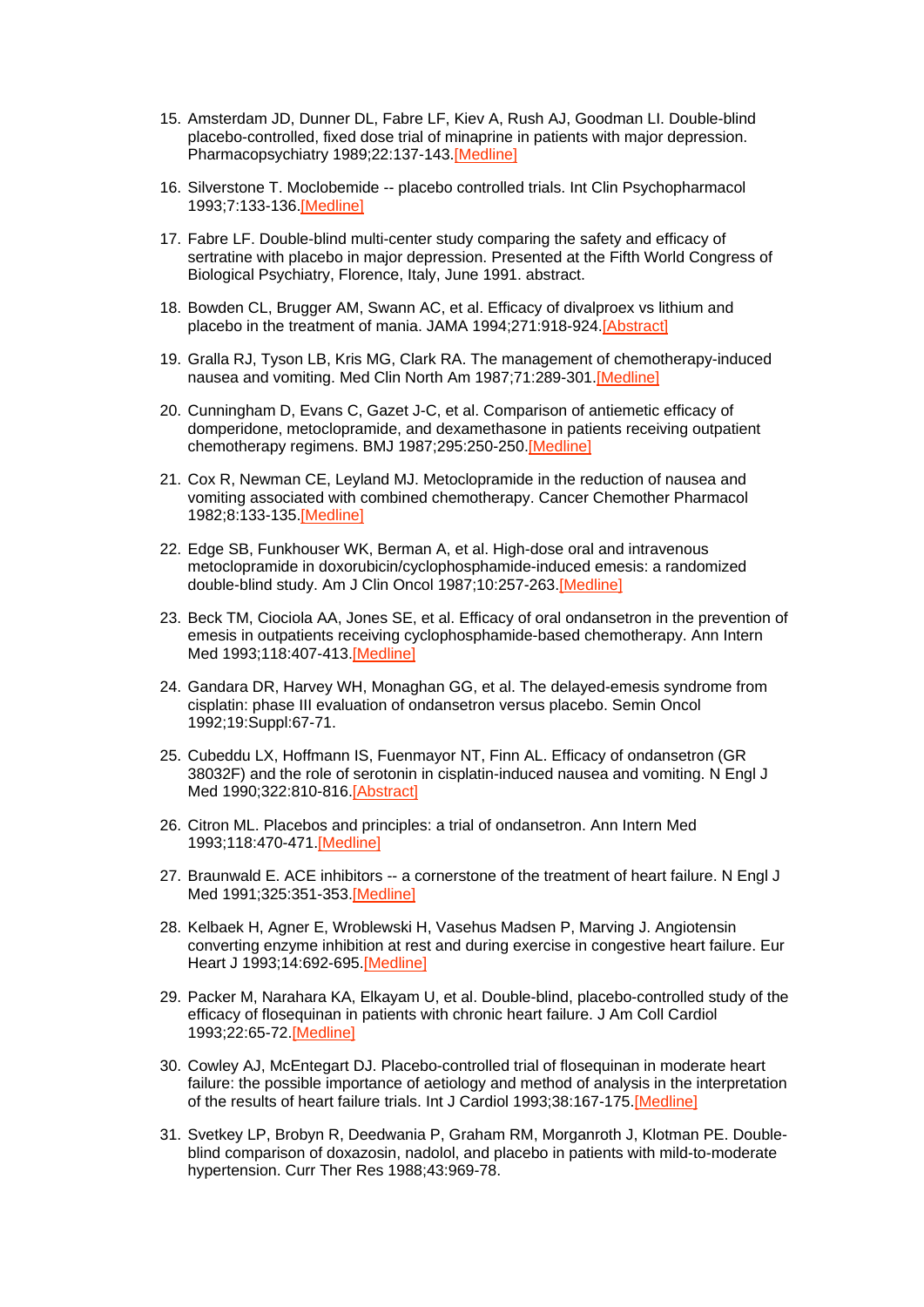15. Amsterdam JD, Dunner DL, Fabre LF, Kiev A, Rush AJ, Goodman LI. Double-blind placebo-controlled, fixed dose trial of minaprine in patients with major depression. Pharmacopsychiatry 1989;22:137-143.[Medline]

16. Silverstone T. Moclobemide -- placebo controlled trials. Int Clin Psychopharmacol 1993;7:133-136.[Medline]

17. Fabre LF. Double-blind multi-center study comparing the safety and efficacy of sertratine with placebo in major depression. Presented at the Fifth World Congress of Biological Psychiatry, Florence, Italy, June 1991. abstract.

18. Bowden CL, Brugger AM, Swann AC, et al. Efficacy of divalproex vs lithium and placebo in the treatment of mania. JAMA 1994;271:918-924.[Abstract]

19. Gralla RJ, Tyson LB, Kris MG, Clark RA. The management of chemotherapy-induced nausea and vomiting. Med Clin North Am 1987;71:289-301.[Medline]

20. Cunningham D, Evans C, Gazet J-C, et al. Comparison of antiemetic efficacy of domperidone, metoclopramide, and dexamethasone in patients receiving outpatient chemotherapy regimens. BMJ 1987;295:250-250.[Medline]

21. Cox R, Newman CE, Leyland MJ. Metoclopramide in the reduction of nausea and vomiting associated with combined chemotherapy. Cancer Chemother Pharmacol 1982;8:133-135.[Medline]

22. Edge SB, Funkhouser WK, Berman A, et al. High-dose oral and intravenous metoclopramide in doxorubicin/cyclophosphamide-induced emesis: a randomized double-blind study. Am J Clin Oncol 1987;10:257-263.[Medline]

23. Beck TM, Ciociola AA, Jones SE, et al. Efficacy of oral ondansetron in the prevention of emesis in outpatients receiving cyclophosphamide-based chemotherapy. Ann Intern Med 1993;118:407-413.[Medline]

24. Gandara DR, Harvey WH, Monaghan GG, et al. The delayed-emesis syndrome from cisplatin: phase III evaluation of ondansetron versus placebo. Semin Oncol 1992;19:Suppl:67-71.

25. Cubeddu LX, Hoffmann IS, Fuenmayor NT, Finn AL. Efficacy of ondansetron (GR 38032F) and the role of serotonin in cisplatin-induced nausea and vomiting. N Engl J Med 1990;322:810-816.[Abstract]

26. Citron ML. Placebos and principles: a trial of ondansetron. Ann Intern Med 1993;118:470-471.[Medline]

27. Braunwald E. ACE inhibitors -- a cornerstone of the treatment of heart failure. N Engl J Med 1991;325:351-353.[Medline]

28. Kelbaek H, Agner E, Wroblewski H, Vasehus Madsen P, Marving J. Angiotensin converting enzyme inhibition at rest and during exercise in congestive heart failure. Eur Heart J 1993;14:692-695.[Medline]

29. Packer M, Narahara KA, Elkayam U, et al. Double-blind, placebo-controlled study of the efficacy of flosequinan in patients with chronic heart failure. J Am Coll Cardiol 1993;22:65-72.[Medline]

30. Cowley AJ, McEntegart DJ. Placebo-controlled trial of flosequinan in moderate heart failure: the possible importance of aetiology and method of analysis in the interpretation of the results of heart failure trials. Int J Cardiol 1993;38:167-175.[Medline]

31. Svetkey LP, Brobyn R, Deedwania P, Graham RM, Morganroth J, Klotman PE. Double-blind comparison of doxazosin, nadolol, and placebo in patients with mild-to-moderate hypertension. Curr Ther Res 1988;43:969-78.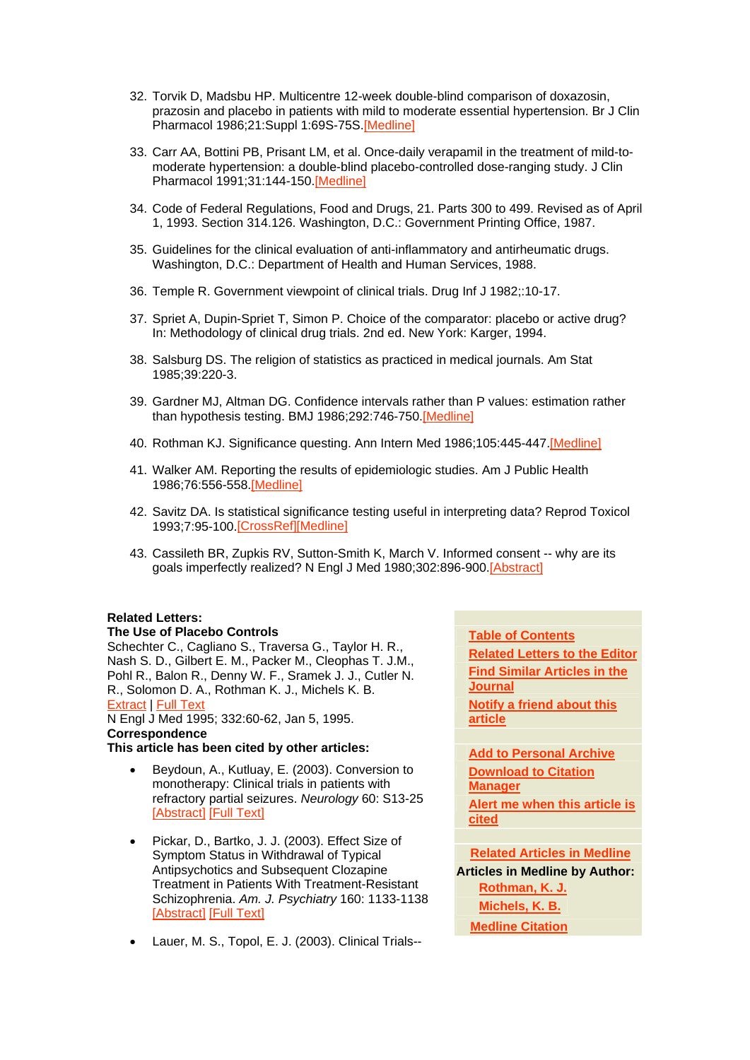32. Torvik D, Madsbu HP. Multicentre 12-week double-blind comparison of doxazosin, prazosin and placebo in patients with mild to moderate essential hypertension. Br J Clin Pharmacol 1986;21:Suppl 1:69S-75S.[Medline]

33. Carr AA, Bottini PB, Prisant LM, et al. Once-daily verapamil in the treatment of mild-to-moderate hypertension: a double-blind placebo-controlled dose-ranging study. J Clin Pharmacol 1991;31:144-150.[Medline]

34. Code of Federal Regulations, Food and Drugs, 21. Parts 300 to 499. Revised as of April 1, 1993. Section 314.126. Washington, D.C.: Government Printing Office, 1987.

35. Guidelines for the clinical evaluation of anti-inflammatory and antirheumatic drugs. Washington, D.C.: Department of Health and Human Services, 1988.

36. Temple R. Government viewpoint of clinical trials. Drug Inf J 1982;:10-17.

37. Spriet A, Dupin-Spriet T, Simon P. Choice of the comparator: placebo or active drug? In: Methodology of clinical drug trials. 2nd ed. New York: Karger, 1994.

38. Salsburg DS. The religion of statistics as practiced in medical journals. Am Stat 1985;39:220-3.

39. Gardner MJ, Altman DG. Confidence intervals rather than P values: estimation rather than hypothesis testing. BMJ 1986;292:746-750.[Medline]

40. Rothman KJ. Significance questing. Ann Intern Med 1986;105:445-447.[Medline]

41. Walker AM. Reporting the results of epidemiologic studies. Am J Public Health 1986;76:556-558.[Medline]

42. Savitz DA. Is statistical significance testing useful in interpreting data? Reprod Toxicol 1993;7:95-100.[CrossRef][Medline]

43. Cassileth BR, Zupkis RV, Sutton-Smith K, March V. Informed consent -- why are its goals imperfectly realized? N Engl J Med 1980;302:896-900.[Abstract]

**Related Letters:**
**The Use of Placebo Controls**
Schechter C., Cagliano S., Traversa G., Taylor H. R., Nash S. D., Gilbert E. M., Packer M., Cleophas T. J.M., Pohl R., Balon R., Denny W. F., Sramek J. J., Cutler N. R., Solomon D. A., Rothman K. J., Michels K. B.
Extract | Full Text
N Engl J Med 1995; 332:60-62, Jan 5, 1995.
**Correspondence**

**This article has been cited by other articles:**

- Beydoun, A., Kutluay, E. (2003). Conversion to monotherapy: Clinical trials in patients with refractory partial seizures. *Neurology* 60: S13-25 [Abstract] [Full Text]

- Pickar, D., Bartko, J. J. (2003). Effect Size of Symptom Status in Withdrawal of Typical Antipsychotics and Subsequent Clozapine Treatment in Patients With Treatment-Resistant Schizophrenia. *Am. J. Psychiatry* 160: 1133-1138 [Abstract] [Full Text]

- Lauer, M. S., Topol, E. J. (2003). Clinical Trials--

**Table of Contents**
**Related Letters to the Editor**
**Find Similar Articles in the Journal**
**Notify a friend about this article**

**Add to Personal Archive**
**Download to Citation Manager**
**Alert me when this article is cited**

**Related Articles in Medline**
**Articles in Medline by Author:**
**Rothman, K. J.**
**Michels, K. B.**
**Medline Citation**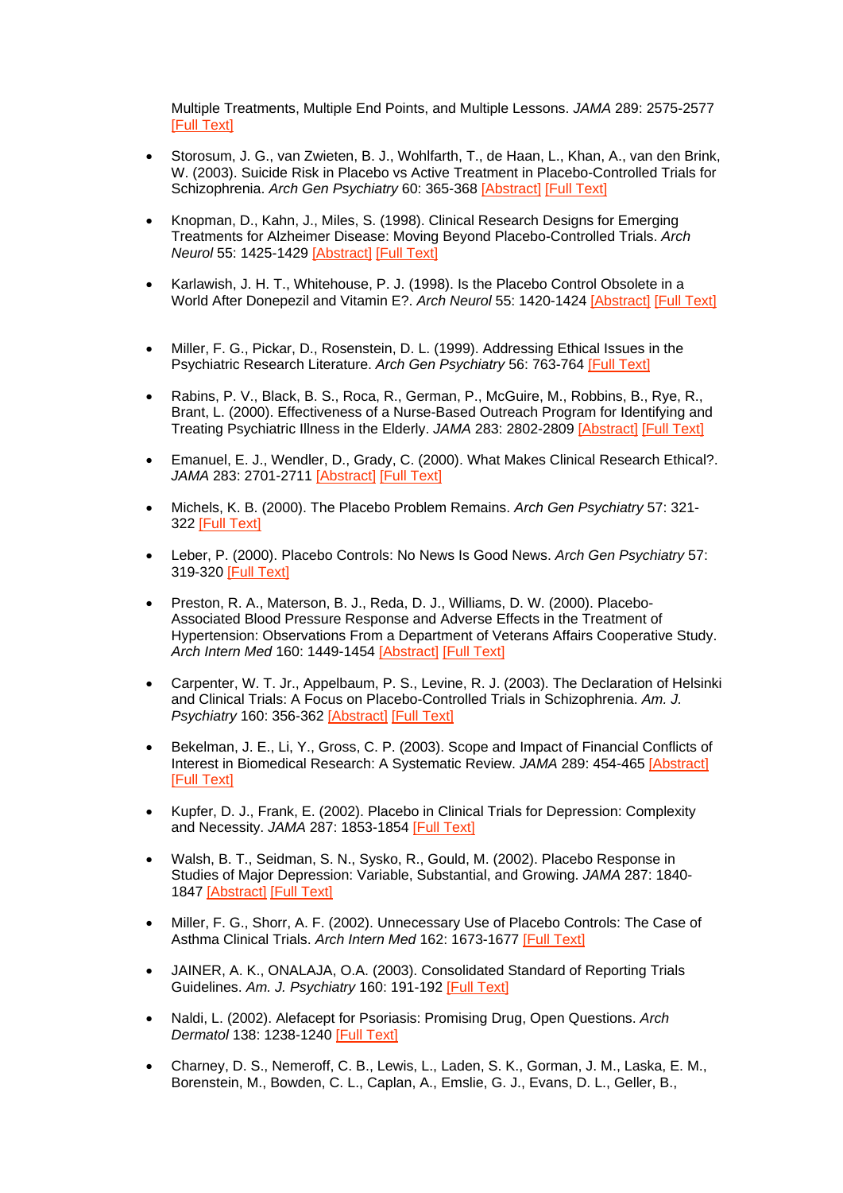Multiple Treatments, Multiple End Points, and Multiple Lessons. *JAMA* 289: 2575-2577 [Full Text]

- Storosum, J. G., van Zwieten, B. J., Wohlfarth, T., de Haan, L., Khan, A., van den Brink, W. (2003). Suicide Risk in Placebo vs Active Treatment in Placebo-Controlled Trials for Schizophrenia. *Arch Gen Psychiatry* 60: 365-368 [Abstract] [Full Text]
- Knopman, D., Kahn, J., Miles, S. (1998). Clinical Research Designs for Emerging Treatments for Alzheimer Disease: Moving Beyond Placebo-Controlled Trials. *Arch Neurol* 55: 1425-1429 [Abstract] [Full Text]
- Karlawish, J. H. T., Whitehouse, P. J. (1998). Is the Placebo Control Obsolete in a World After Donepezil and Vitamin E?. *Arch Neurol* 55: 1420-1424 [Abstract] [Full Text]
- Miller, F. G., Pickar, D., Rosenstein, D. L. (1999). Addressing Ethical Issues in the Psychiatric Research Literature. *Arch Gen Psychiatry* 56: 763-764 [Full Text]
- Rabins, P. V., Black, B. S., Roca, R., German, P., McGuire, M., Robbins, B., Rye, R., Brant, L. (2000). Effectiveness of a Nurse-Based Outreach Program for Identifying and Treating Psychiatric Illness in the Elderly. *JAMA* 283: 2802-2809 [Abstract] [Full Text]
- Emanuel, E. J., Wendler, D., Grady, C. (2000). What Makes Clinical Research Ethical?. *JAMA* 283: 2701-2711 [Abstract] [Full Text]
- Michels, K. B. (2000). The Placebo Problem Remains. *Arch Gen Psychiatry* 57: 321-322 [Full Text]
- Leber, P. (2000). Placebo Controls: No News Is Good News. *Arch Gen Psychiatry* 57: 319-320 [Full Text]
- Preston, R. A., Materson, B. J., Reda, D. J., Williams, D. W. (2000). Placebo-Associated Blood Pressure Response and Adverse Effects in the Treatment of Hypertension: Observations From a Department of Veterans Affairs Cooperative Study. *Arch Intern Med* 160: 1449-1454 [Abstract] [Full Text]
- Carpenter, W. T. Jr., Appelbaum, P. S., Levine, R. J. (2003). The Declaration of Helsinki and Clinical Trials: A Focus on Placebo-Controlled Trials in Schizophrenia. *Am. J. Psychiatry* 160: 356-362 [Abstract] [Full Text]
- Bekelman, J. E., Li, Y., Gross, C. P. (2003). Scope and Impact of Financial Conflicts of Interest in Biomedical Research: A Systematic Review. *JAMA* 289: 454-465 [Abstract] [Full Text]
- Kupfer, D. J., Frank, E. (2002). Placebo in Clinical Trials for Depression: Complexity and Necessity. *JAMA* 287: 1853-1854 [Full Text]
- Walsh, B. T., Seidman, S. N., Sysko, R., Gould, M. (2002). Placebo Response in Studies of Major Depression: Variable, Substantial, and Growing. *JAMA* 287: 1840-1847 [Abstract] [Full Text]
- Miller, F. G., Shorr, A. F. (2002). Unnecessary Use of Placebo Controls: The Case of Asthma Clinical Trials. *Arch Intern Med* 162: 1673-1677 [Full Text]
- JAINER, A. K., ONALAJA, O.A. (2003). Consolidated Standard of Reporting Trials Guidelines. *Am. J. Psychiatry* 160: 191-192 [Full Text]
- Naldi, L. (2002). Alefacept for Psoriasis: Promising Drug, Open Questions. *Arch Dermatol* 138: 1238-1240 [Full Text]
- Charney, D. S., Nemeroff, C. B., Lewis, L., Laden, S. K., Gorman, J. M., Laska, E. M., Borenstein, M., Bowden, C. L., Caplan, A., Emslie, G. J., Evans, D. L., Geller, B.,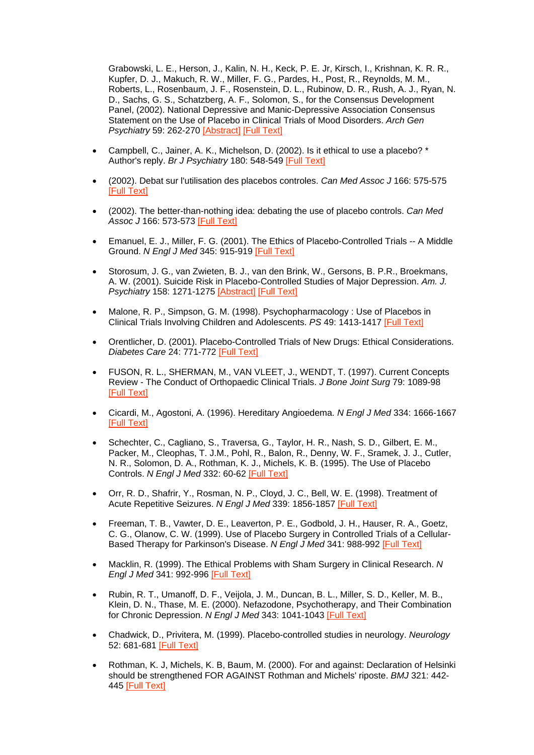Grabowski, L. E., Herson, J., Kalin, N. H., Keck, P. E. Jr, Kirsch, I., Krishnan, K. R. R., Kupfer, D. J., Makuch, R. W., Miller, F. G., Pardes, H., Post, R., Reynolds, M. M., Roberts, L., Rosenbaum, J. F., Rosenstein, D. L., Rubinow, D. R., Rush, A. J., Ryan, N. D., Sachs, G. S., Schatzberg, A. F., Solomon, S., for the Consensus Development Panel, (2002). National Depressive and Manic-Depressive Association Consensus Statement on the Use of Placebo in Clinical Trials of Mood Disorders. *Arch Gen Psychiatry* 59: 262-270 [Abstract] [Full Text]

- Campbell, C., Jainer, A. K., Michelson, D. (2002). Is it ethical to use a placebo? * Author's reply. *Br J Psychiatry* 180: 548-549 [Full Text]
- (2002). Debat sur l'utilisation des placebos controles. *Can Med Assoc J* 166: 575-575 [Full Text]
- (2002). The better-than-nothing idea: debating the use of placebo controls. *Can Med Assoc J* 166: 573-573 [Full Text]
- Emanuel, E. J., Miller, F. G. (2001). The Ethics of Placebo-Controlled Trials -- A Middle Ground. *N Engl J Med* 345: 915-919 [Full Text]
- Storosum, J. G., van Zwieten, B. J., van den Brink, W., Gersons, B. P.R., Broekmans, A. W. (2001). Suicide Risk in Placebo-Controlled Studies of Major Depression. *Am. J. Psychiatry* 158: 1271-1275 [Abstract] [Full Text]
- Malone, R. P., Simpson, G. M. (1998). Psychopharmacology : Use of Placebos in Clinical Trials Involving Children and Adolescents. *PS* 49: 1413-1417 [Full Text]
- Orentlicher, D. (2001). Placebo-Controlled Trials of New Drugs: Ethical Considerations. *Diabetes Care* 24: 771-772 [Full Text]
- FUSON, R. L., SHERMAN, M., VAN VLEET, J., WENDT, T. (1997). Current Concepts Review - The Conduct of Orthopaedic Clinical Trials. *J Bone Joint Surg* 79: 1089-98 [Full Text]
- Cicardi, M., Agostoni, A. (1996). Hereditary Angioedema. *N Engl J Med* 334: 1666-1667 [Full Text]
- Schechter, C., Cagliano, S., Traversa, G., Taylor, H. R., Nash, S. D., Gilbert, E. M., Packer, M., Cleophas, T. J.M., Pohl, R., Balon, R., Denny, W. F., Sramek, J. J., Cutler, N. R., Solomon, D. A., Rothman, K. J., Michels, K. B. (1995). The Use of Placebo Controls. *N Engl J Med* 332: 60-62 [Full Text]
- Orr, R. D., Shafrir, Y., Rosman, N. P., Cloyd, J. C., Bell, W. E. (1998). Treatment of Acute Repetitive Seizures. *N Engl J Med* 339: 1856-1857 [Full Text]
- Freeman, T. B., Vawter, D. E., Leaverton, P. E., Godbold, J. H., Hauser, R. A., Goetz, C. G., Olanow, C. W. (1999). Use of Placebo Surgery in Controlled Trials of a Cellular-Based Therapy for Parkinson's Disease. *N Engl J Med* 341: 988-992 [Full Text]
- Macklin, R. (1999). The Ethical Problems with Sham Surgery in Clinical Research. *N Engl J Med* 341: 992-996 [Full Text]
- Rubin, R. T., Umanoff, D. F., Veijola, J. M., Duncan, B. L., Miller, S. D., Keller, M. B., Klein, D. N., Thase, M. E. (2000). Nefazodone, Psychotherapy, and Their Combination for Chronic Depression. *N Engl J Med* 343: 1041-1043 [Full Text]
- Chadwick, D., Privitera, M. (1999). Placebo-controlled studies in neurology. *Neurology* 52: 681-681 [Full Text]
- Rothman, K. J, Michels, K. B, Baum, M. (2000). For and against: Declaration of Helsinki should be strengthened FOR AGAINST Rothman and Michels' riposte. *BMJ* 321: 442-445 [Full Text]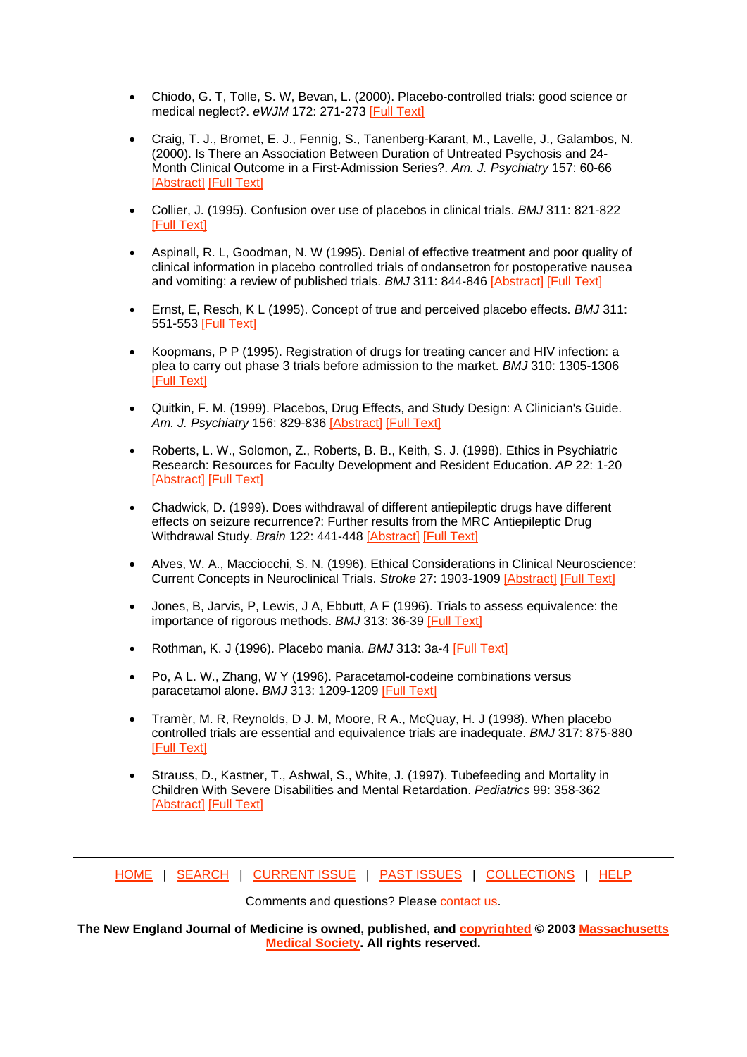- Chiodo, G. T, Tolle, S. W, Bevan, L. (2000). Placebo-controlled trials: good science or medical neglect?. *eWJM* 172: 271-273 [Full Text]

- Craig, T. J., Bromet, E. J., Fennig, S., Tanenberg-Karant, M., Lavelle, J., Galambos, N. (2000). Is There an Association Between Duration of Untreated Psychosis and 24-Month Clinical Outcome in a First-Admission Series?. *Am. J. Psychiatry* 157: 60-66 [Abstract] [Full Text]

- Collier, J. (1995). Confusion over use of placebos in clinical trials. *BMJ* 311: 821-822 [Full Text]

- Aspinall, R. L, Goodman, N. W (1995). Denial of effective treatment and poor quality of clinical information in placebo controlled trials of ondansetron for postoperative nausea and vomiting: a review of published trials. *BMJ* 311: 844-846 [Abstract] [Full Text]

- Ernst, E, Resch, K L (1995). Concept of true and perceived placebo effects. *BMJ* 311: 551-553 [Full Text]

- Koopmans, P P (1995). Registration of drugs for treating cancer and HIV infection: a plea to carry out phase 3 trials before admission to the market. *BMJ* 310: 1305-1306 [Full Text]

- Quitkin, F. M. (1999). Placebos, Drug Effects, and Study Design: A Clinician's Guide. *Am. J. Psychiatry* 156: 829-836 [Abstract] [Full Text]

- Roberts, L. W., Solomon, Z., Roberts, B. B., Keith, S. J. (1998). Ethics in Psychiatric Research: Resources for Faculty Development and Resident Education. *AP* 22: 1-20 [Abstract] [Full Text]

- Chadwick, D. (1999). Does withdrawal of different antiepileptic drugs have different effects on seizure recurrence?: Further results from the MRC Antiepileptic Drug Withdrawal Study. *Brain* 122: 441-448 [Abstract] [Full Text]

- Alves, W. A., Macciocchi, S. N. (1996). Ethical Considerations in Clinical Neuroscience: Current Concepts in Neuroclinical Trials. *Stroke* 27: 1903-1909 [Abstract] [Full Text]

- Jones, B, Jarvis, P, Lewis, J A, Ebbutt, A F (1996). Trials to assess equivalence: the importance of rigorous methods. *BMJ* 313: 36-39 [Full Text]

- Rothman, K. J (1996). Placebo mania. *BMJ* 313: 3a-4 [Full Text]

- Po, A L. W., Zhang, W Y (1996). Paracetamol-codeine combinations versus paracetamol alone. *BMJ* 313: 1209-1209 [Full Text]

- Tramèr, M. R, Reynolds, D J. M, Moore, R A., McQuay, H. J (1998). When placebo controlled trials are essential and equivalence trials are inadequate. *BMJ* 317: 875-880 [Full Text]

- Strauss, D., Kastner, T., Ashwal, S., White, J. (1997). Tubefeeding and Mortality in Children With Severe Disabilities and Mental Retardation. *Pediatrics* 99: 358-362 [Abstract] [Full Text]

---

HOME | SEARCH | CURRENT ISSUE | PAST ISSUES | COLLECTIONS | HELP

Comments and questions? Please contact us.

**The New England Journal of Medicine is owned, published, and copyrighted © 2003 Massachusetts Medical Society. All rights reserved.**